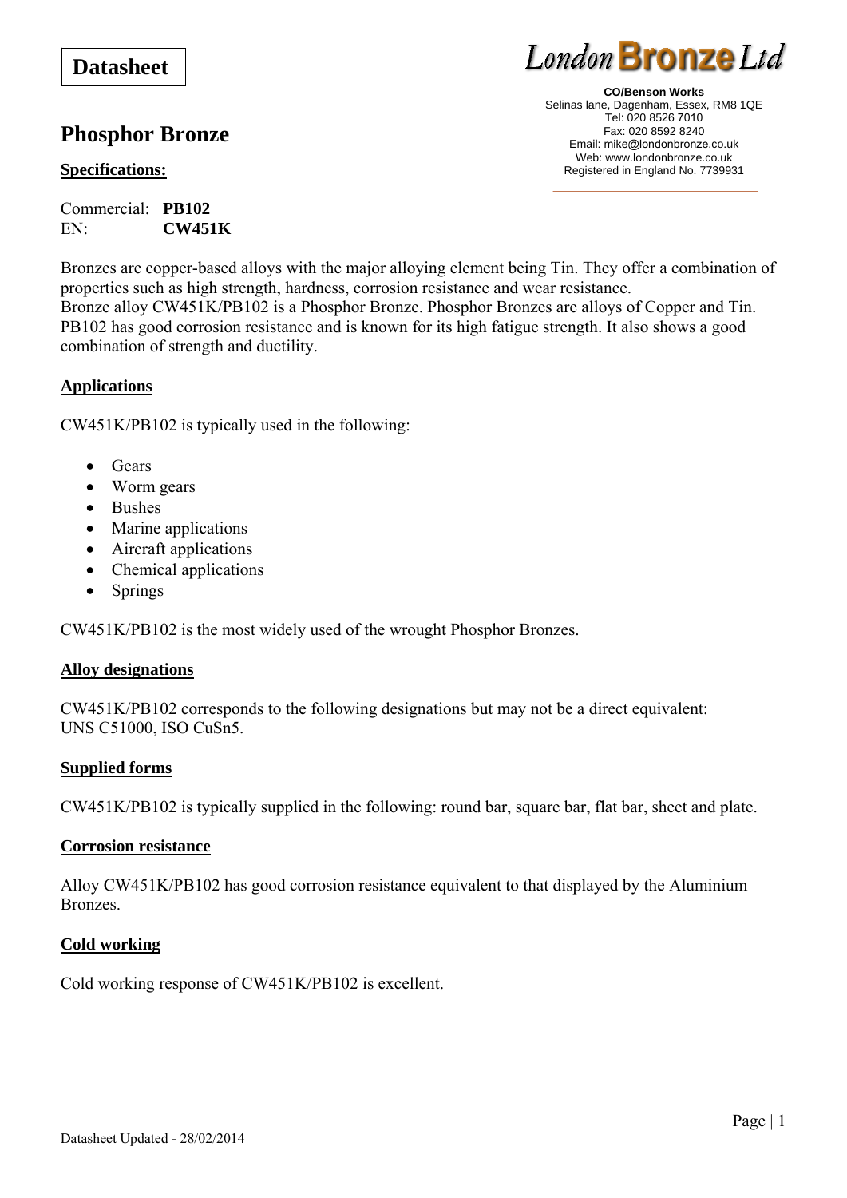**Datasheet**

**London Bronze Ltd**

**CO/Benson Works**
Selinas lane, Dagenham, Essex, RM8 1QE
Tel: 020 8526 7010
Fax: 020 8592 8240
Email: mike@londonbronze.co.uk
Web: www.londonbronze.co.uk
Registered in England No. 7739931

# Phosphor Bronze

## Specifications:

Commercial: **PB102**
EN: **CW451K**

Bronzes are copper-based alloys with the major alloying element being Tin. They offer a combination of properties such as high strength, hardness, corrosion resistance and wear resistance.
Bronze alloy CW451K/PB102 is a Phosphor Bronze. Phosphor Bronzes are alloys of Copper and Tin. PB102 has good corrosion resistance and is known for its high fatigue strength. It also shows a good combination of strength and ductility.

## Applications

CW451K/PB102 is typically used in the following:

- Gears
- Worm gears
- Bushes
- Marine applications
- Aircraft applications
- Chemical applications
- Springs

CW451K/PB102 is the most widely used of the wrought Phosphor Bronzes.

## Alloy designations

CW451K/PB102 corresponds to the following designations but may not be a direct equivalent:
UNS C51000, ISO CuSn5.

## Supplied forms

CW451K/PB102 is typically supplied in the following: round bar, square bar, flat bar, sheet and plate.

## Corrosion resistance

Alloy CW451K/PB102 has good corrosion resistance equivalent to that displayed by the Aluminium Bronzes.

## Cold working

Cold working response of CW451K/PB102 is excellent.

Datasheet Updated - 28/02/2014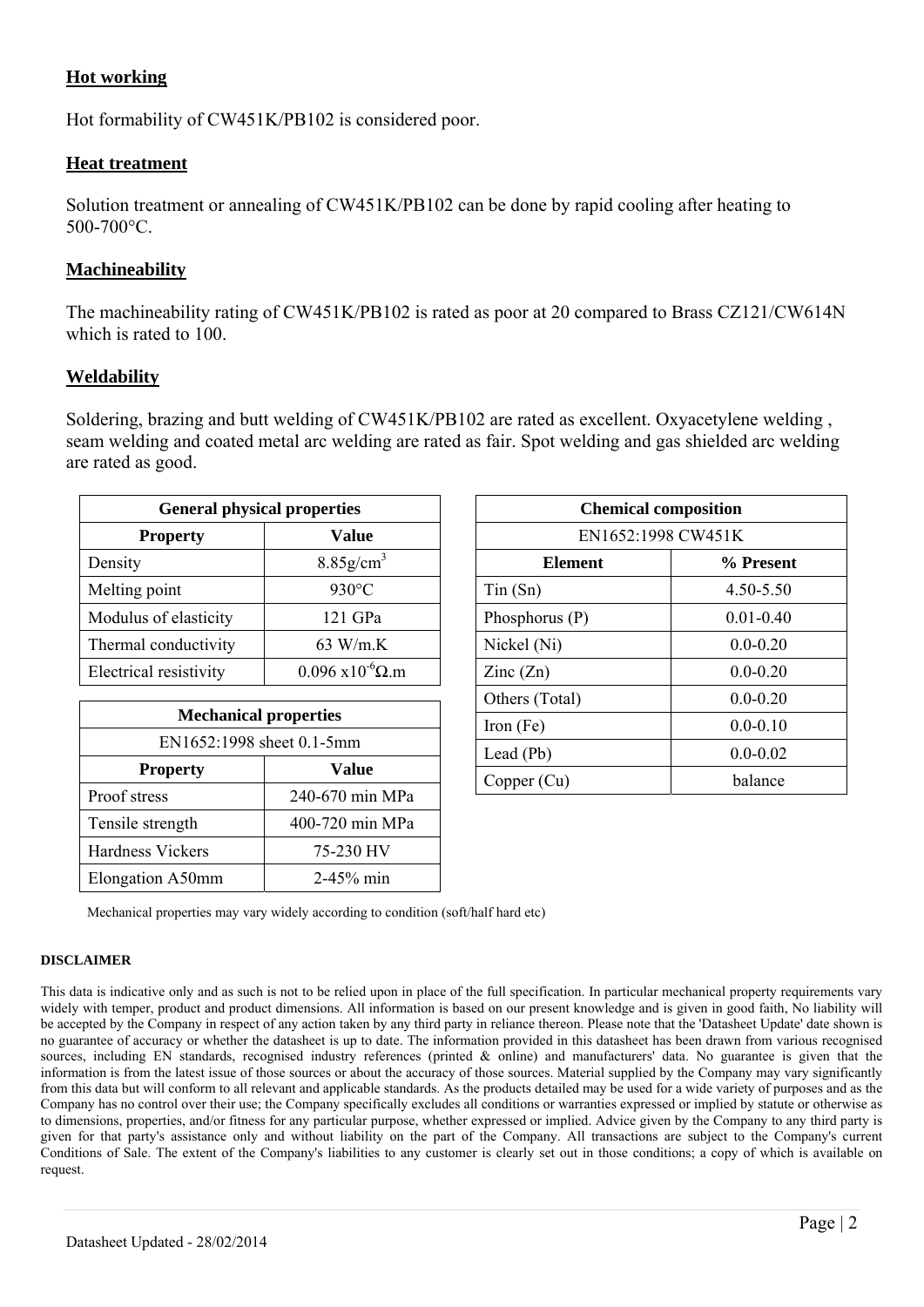## Hot working

Hot formability of CW451K/PB102 is considered poor.

## Heat treatment

Solution treatment or annealing of CW451K/PB102 can be done by rapid cooling after heating to 500-700°C.

## Machineability

The machineability rating of CW451K/PB102 is rated as poor at 20 compared to Brass CZ121/CW614N which is rated to 100.

## Weldability

Soldering, brazing and butt welding of CW451K/PB102 are rated as excellent. Oxyacetylene welding , seam welding and coated metal arc welding are rated as fair. Spot welding and gas shielded arc welding are rated as good.

| General physical properties | |
|---|---|
| **Property** | **Value** |
| Density | 8.85g/cm$^3$ |
| Melting point | 930°C |
| Modulus of elasticity | 121 GPa |
| Thermal conductivity | 63 W/m.K |
| Electrical resistivity | 0.096 x10$^{-6}$Ω.m |

| Mechanical properties | |
|---|---|
| EN1652:1998 sheet 0.1-5mm | |
| **Property** | **Value** |
| Proof stress | 240-670 min MPa |
| Tensile strength | 400-720 min MPa |
| Hardness Vickers | 75-230 HV |
| Elongation A50mm | 2-45% min |

Mechanical properties may vary widely according to condition (soft/half hard etc)

| Chemical composition | |
|---|---|
| EN1652:1998 CW451K | |
| **Element** | **% Present** |
| Tin (Sn) | 4.50-5.50 |
| Phosphorus (P) | 0.01-0.40 |
| Nickel (Ni) | 0.0-0.20 |
| Zinc (Zn) | 0.0-0.20 |
| Others (Total) | 0.0-0.20 |
| Iron (Fe) | 0.0-0.10 |
| Lead (Pb) | 0.0-0.02 |
| Copper (Cu) | balance |

**DISCLAIMER**

This data is indicative only and as such is not to be relied upon in place of the full specification. In particular mechanical property requirements vary widely with temper, product and product dimensions. All information is based on our present knowledge and is given in good faith, No liability will be accepted by the Company in respect of any action taken by any third party in reliance thereon. Please note that the 'Datasheet Update' date shown is no guarantee of accuracy or whether the datasheet is up to date. The information provided in this datasheet has been drawn from various recognised sources, including EN standards, recognised industry references (printed & online) and manufacturers' data. No guarantee is given that the information is from the latest issue of those sources or about the accuracy of those sources. Material supplied by the Company may vary significantly from this data but will conform to all relevant and applicable standards. As the products detailed may be used for a wide variety of purposes and as the Company has no control over their use; the Company specifically excludes all conditions or warranties expressed or implied by statute or otherwise as to dimensions, properties, and/or fitness for any particular purpose, whether expressed or implied. Advice given by the Company to any third party is given for that party's assistance only and without liability on the part of the Company. All transactions are subject to the Company's current Conditions of Sale. The extent of the Company's liabilities to any customer is clearly set out in those conditions; a copy of which is available on request.

Datasheet Updated - 28/02/2014